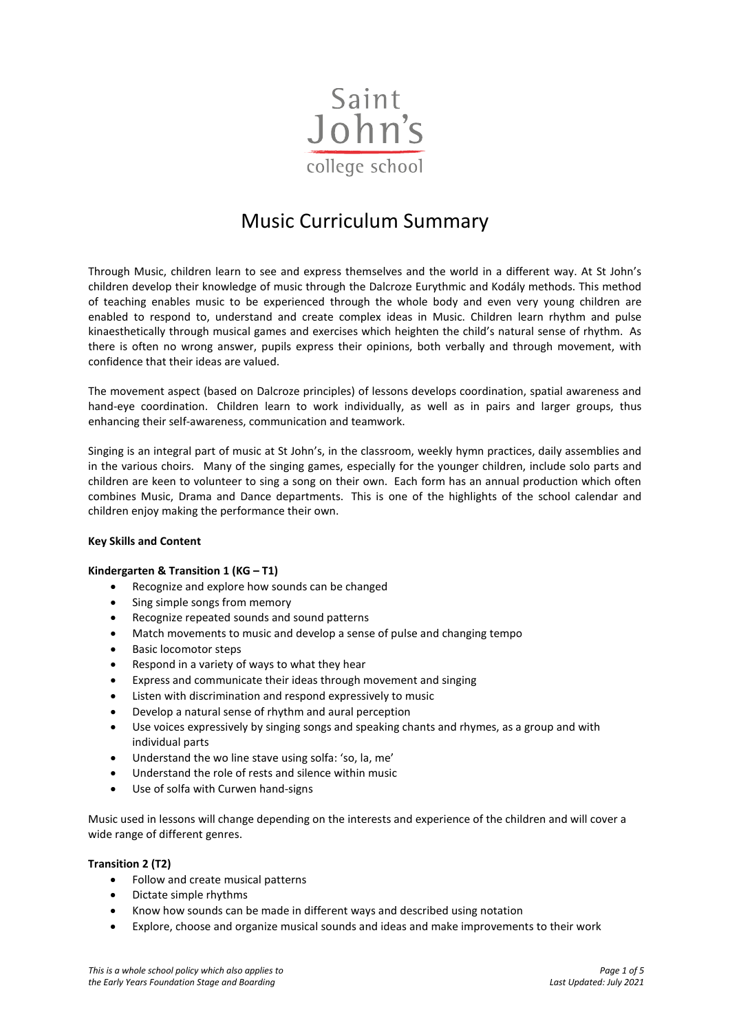Saint John's college school

# Music Curriculum Summary

Through Music, children learn to see and express themselves and the world in a different way. At St John's children develop their knowledge of music through the Dalcroze Eurythmic and Kodály methods. This method of teaching enables music to be experienced through the whole body and even very young children are enabled to respond to, understand and create complex ideas in Music. Children learn rhythm and pulse kinaesthetically through musical games and exercises which heighten the child's natural sense of rhythm. As there is often no wrong answer, pupils express their opinions, both verbally and through movement, with confidence that their ideas are valued.

The movement aspect (based on Dalcroze principles) of lessons develops coordination, spatial awareness and hand-eye coordination. Children learn to work individually, as well as in pairs and larger groups, thus enhancing their self-awareness, communication and teamwork.

Singing is an integral part of music at St John's, in the classroom, weekly hymn practices, daily assemblies and in the various choirs. Many of the singing games, especially for the younger children, include solo parts and children are keen to volunteer to sing a song on their own. Each form has an annual production which often combines Music, Drama and Dance departments. This is one of the highlights of the school calendar and children enjoy making the performance their own.

**Key Skills and Content**

**Kindergarten & Transition 1 (KG – T1)**

- Recognize and explore how sounds can be changed
- Sing simple songs from memory
- Recognize repeated sounds and sound patterns
- Match movements to music and develop a sense of pulse and changing tempo
- Basic locomotor steps
- Respond in a variety of ways to what they hear
- Express and communicate their ideas through movement and singing
- Listen with discrimination and respond expressively to music
- Develop a natural sense of rhythm and aural perception
- Use voices expressively by singing songs and speaking chants and rhymes, as a group and with individual parts
- Understand the wo line stave using solfa: 'so, la, me'
- Understand the role of rests and silence within music
- Use of solfa with Curwen hand-signs

Music used in lessons will change depending on the interests and experience of the children and will cover a wide range of different genres.

**Transition 2 (T2)**

- Follow and create musical patterns
- Dictate simple rhythms
- Know how sounds can be made in different ways and described using notation
- Explore, choose and organize musical sounds and ideas and make improvements to their work

*This is a whole school policy which also applies to the Early Years Foundation Stage and Boarding*

*Last Updated: July 2021*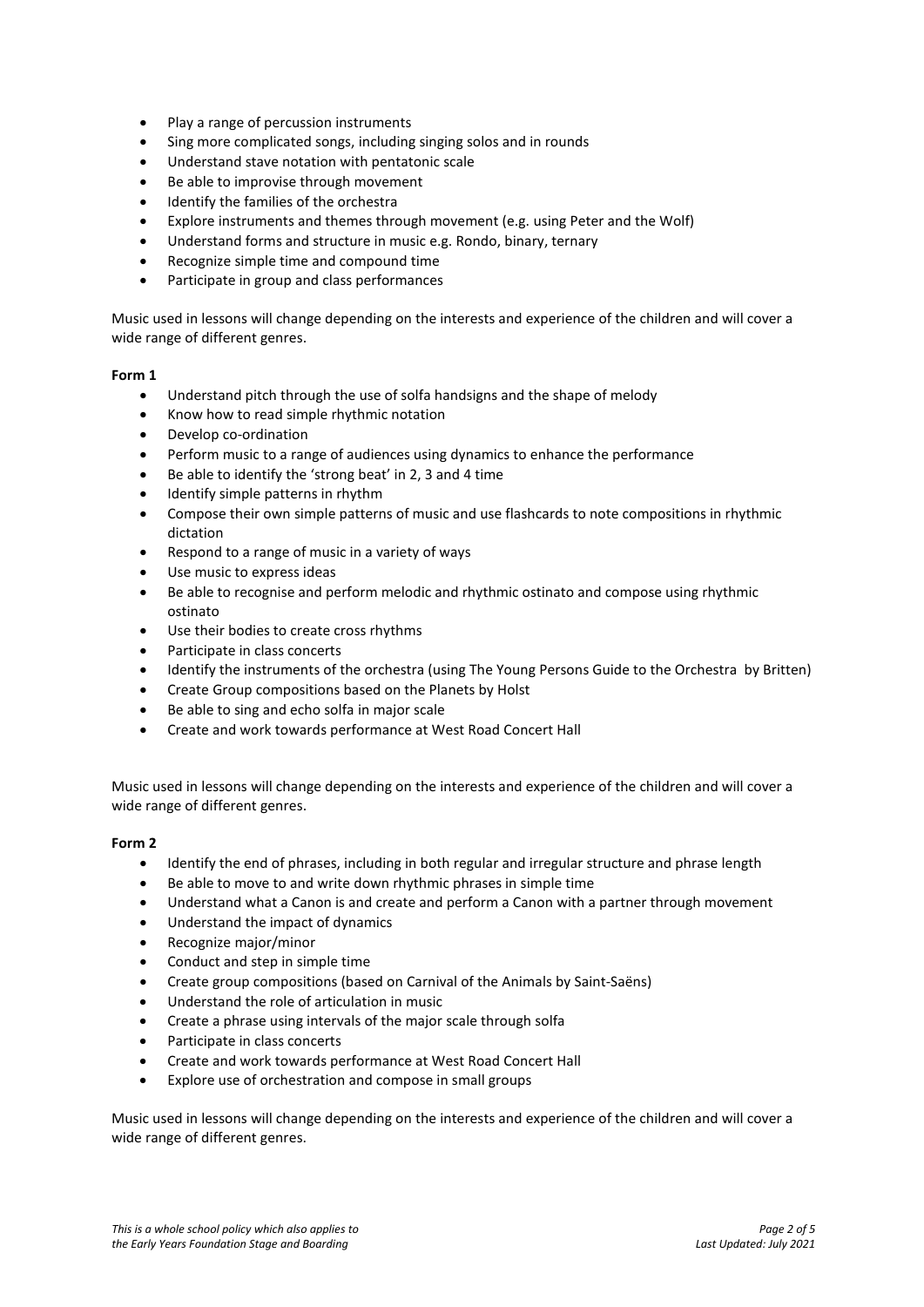- Play a range of percussion instruments
- Sing more complicated songs, including singing solos and in rounds
- Understand stave notation with pentatonic scale
- Be able to improvise through movement
- Identify the families of the orchestra
- Explore instruments and themes through movement (e.g. using Peter and the Wolf)
- Understand forms and structure in music e.g. Rondo, binary, ternary
- Recognize simple time and compound time
- Participate in group and class performances

Music used in lessons will change depending on the interests and experience of the children and will cover a wide range of different genres.

**Form 1**

- Understand pitch through the use of solfa handsigns and the shape of melody
- Know how to read simple rhythmic notation
- Develop co-ordination
- Perform music to a range of audiences using dynamics to enhance the performance
- Be able to identify the 'strong beat' in 2, 3 and 4 time
- Identify simple patterns in rhythm
- Compose their own simple patterns of music and use flashcards to note compositions in rhythmic dictation
- Respond to a range of music in a variety of ways
- Use music to express ideas
- Be able to recognise and perform melodic and rhythmic ostinato and compose using rhythmic ostinato
- Use their bodies to create cross rhythms
- Participate in class concerts
- Identify the instruments of the orchestra (using The Young Persons Guide to the Orchestra by Britten)
- Create Group compositions based on the Planets by Holst
- Be able to sing and echo solfa in major scale
- Create and work towards performance at West Road Concert Hall

Music used in lessons will change depending on the interests and experience of the children and will cover a wide range of different genres.

**Form 2**

- Identify the end of phrases, including in both regular and irregular structure and phrase length
- Be able to move to and write down rhythmic phrases in simple time
- Understand what a Canon is and create and perform a Canon with a partner through movement
- Understand the impact of dynamics
- Recognize major/minor
- Conduct and step in simple time
- Create group compositions (based on Carnival of the Animals by Saint-Saëns)
- Understand the role of articulation in music
- Create a phrase using intervals of the major scale through solfa
- Participate in class concerts
- Create and work towards performance at West Road Concert Hall
- Explore use of orchestration and compose in small groups

Music used in lessons will change depending on the interests and experience of the children and will cover a wide range of different genres.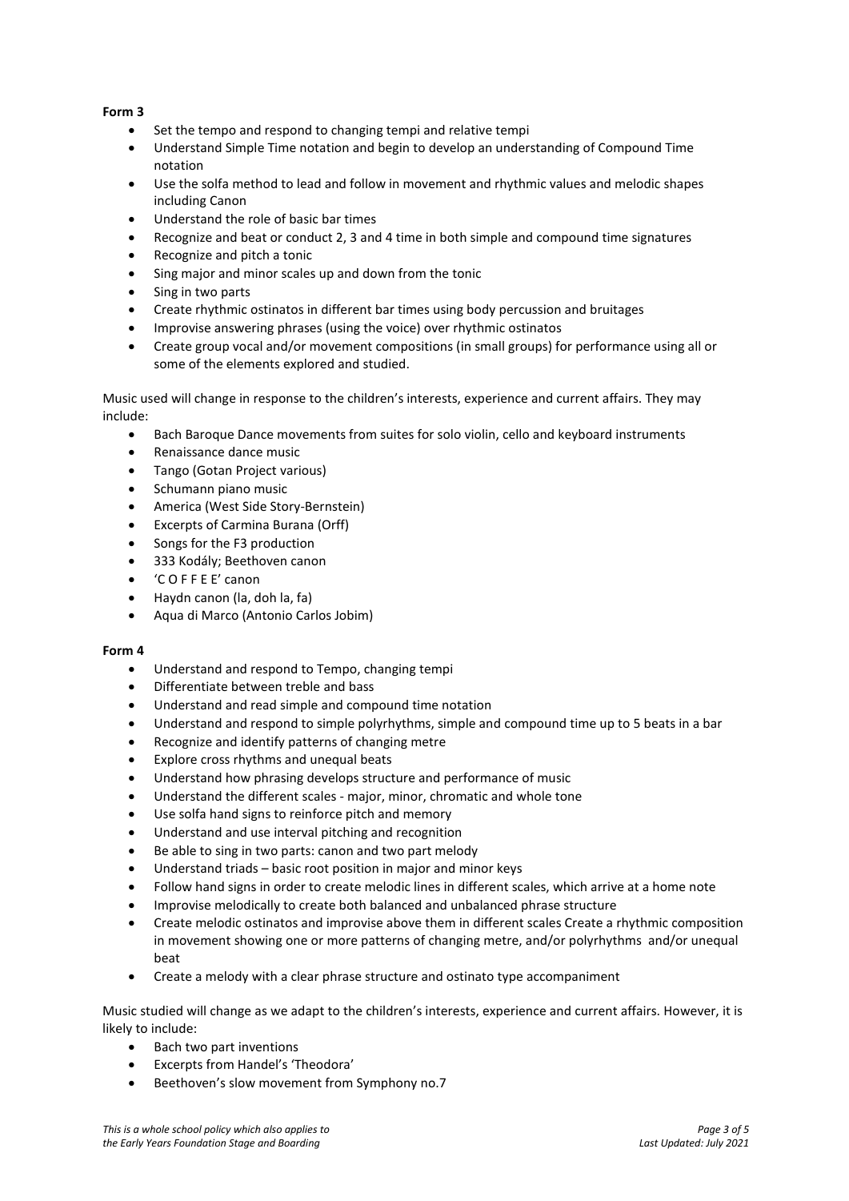**Form 3**

- Set the tempo and respond to changing tempi and relative tempi
- Understand Simple Time notation and begin to develop an understanding of Compound Time notation
- Use the solfa method to lead and follow in movement and rhythmic values and melodic shapes including Canon
- Understand the role of basic bar times
- Recognize and beat or conduct 2, 3 and 4 time in both simple and compound time signatures
- Recognize and pitch a tonic
- Sing major and minor scales up and down from the tonic
- Sing in two parts
- Create rhythmic ostinatos in different bar times using body percussion and bruitages
- Improvise answering phrases (using the voice) over rhythmic ostinatos
- Create group vocal and/or movement compositions (in small groups) for performance using all or some of the elements explored and studied.

Music used will change in response to the children's interests, experience and current affairs. They may include:

- Bach Baroque Dance movements from suites for solo violin, cello and keyboard instruments
- Renaissance dance music
- Tango (Gotan Project various)
- Schumann piano music
- America (West Side Story-Bernstein)
- Excerpts of Carmina Burana (Orff)
- Songs for the F3 production
- 333 Kodály; Beethoven canon
- 'C O F F E E' canon
- Haydn canon (la, doh la, fa)
- Aqua di Marco (Antonio Carlos Jobim)

**Form 4**

- Understand and respond to Tempo, changing tempi
- Differentiate between treble and bass
- Understand and read simple and compound time notation
- Understand and respond to simple polyrhythms, simple and compound time up to 5 beats in a bar
- Recognize and identify patterns of changing metre
- Explore cross rhythms and unequal beats
- Understand how phrasing develops structure and performance of music
- Understand the different scales - major, minor, chromatic and whole tone
- Use solfa hand signs to reinforce pitch and memory
- Understand and use interval pitching and recognition
- Be able to sing in two parts: canon and two part melody
- Understand triads – basic root position in major and minor keys
- Follow hand signs in order to create melodic lines in different scales, which arrive at a home note
- Improvise melodically to create both balanced and unbalanced phrase structure
- Create melodic ostinatos and improvise above them in different scales Create a rhythmic composition in movement showing one or more patterns of changing metre, and/or polyrhythms and/or unequal beat
- Create a melody with a clear phrase structure and ostinato type accompaniment

Music studied will change as we adapt to the children's interests, experience and current affairs. However, it is likely to include:

- Bach two part inventions
- Excerpts from Handel's 'Theodora'
- Beethoven's slow movement from Symphony no.7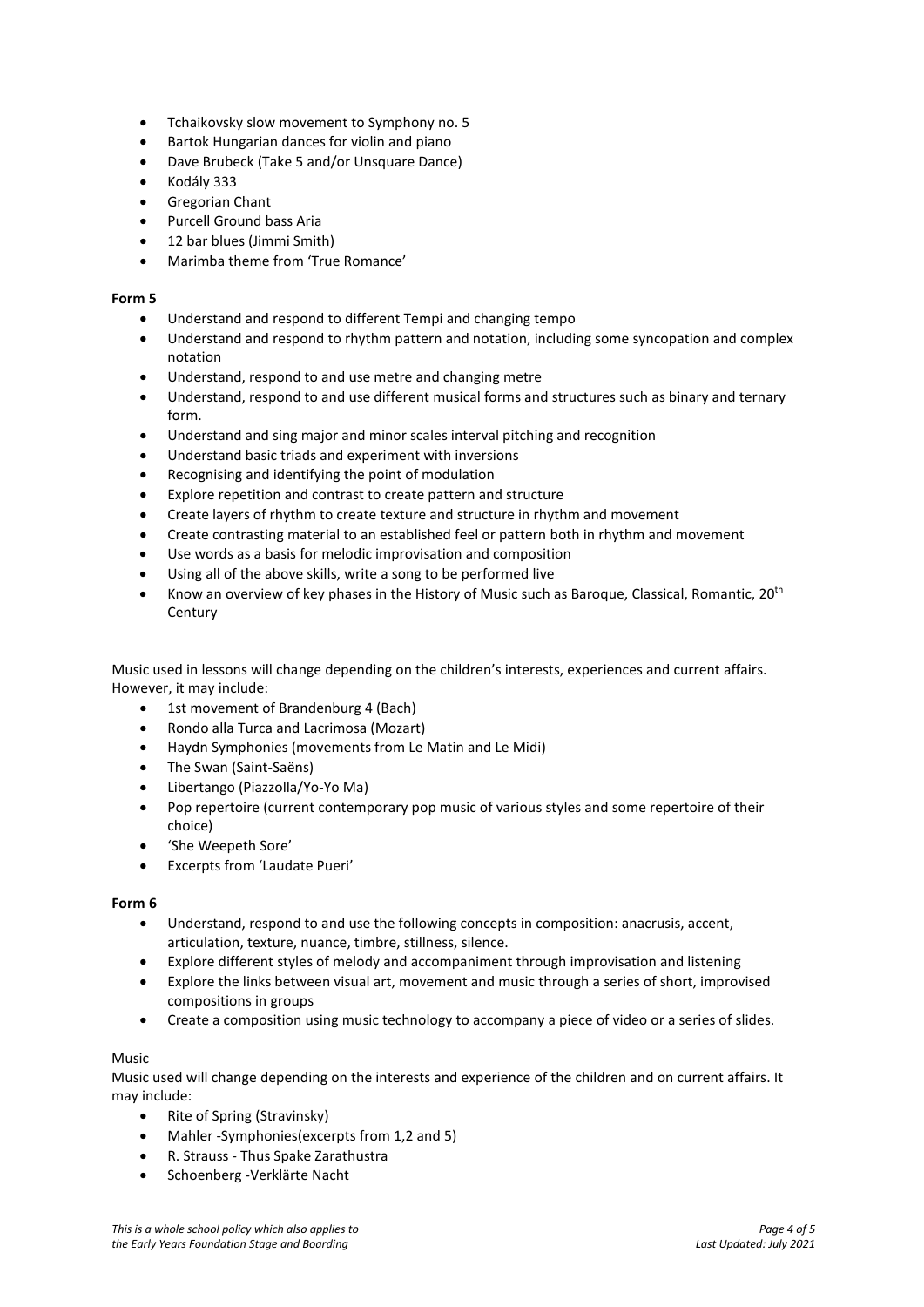- Tchaikovsky slow movement to Symphony no. 5
- Bartok Hungarian dances for violin and piano
- Dave Brubeck (Take 5 and/or Unsquare Dance)
- Kodály 333
- Gregorian Chant
- Purcell Ground bass Aria
- 12 bar blues (Jimmi Smith)
- Marimba theme from 'True Romance'

**Form 5**

- Understand and respond to different Tempi and changing tempo
- Understand and respond to rhythm pattern and notation, including some syncopation and complex notation
- Understand, respond to and use metre and changing metre
- Understand, respond to and use different musical forms and structures such as binary and ternary form.
- Understand and sing major and minor scales interval pitching and recognition
- Understand basic triads and experiment with inversions
- Recognising and identifying the point of modulation
- Explore repetition and contrast to create pattern and structure
- Create layers of rhythm to create texture and structure in rhythm and movement
- Create contrasting material to an established feel or pattern both in rhythm and movement
- Use words as a basis for melodic improvisation and composition
- Using all of the above skills, write a song to be performed live
- Know an overview of key phases in the History of Music such as Baroque, Classical, Romantic, 20th Century

Music used in lessons will change depending on the children's interests, experiences and current affairs. However, it may include:

- 1st movement of Brandenburg 4 (Bach)
- Rondo alla Turca and Lacrimosa (Mozart)
- Haydn Symphonies (movements from Le Matin and Le Midi)
- The Swan (Saint-Saëns)
- Libertango (Piazzolla/Yo-Yo Ma)
- Pop repertoire (current contemporary pop music of various styles and some repertoire of their choice)
- 'She Weepeth Sore'
- Excerpts from 'Laudate Pueri'

**Form 6**

- Understand, respond to and use the following concepts in composition: anacrusis, accent, articulation, texture, nuance, timbre, stillness, silence.
- Explore different styles of melody and accompaniment through improvisation and listening
- Explore the links between visual art, movement and music through a series of short, improvised compositions in groups
- Create a composition using music technology to accompany a piece of video or a series of slides.

Music

Music used will change depending on the interests and experience of the children and on current affairs. It may include:

- Rite of Spring (Stravinsky)
- Mahler -Symphonies(excerpts from 1,2 and 5)
- R. Strauss - Thus Spake Zarathustra
- Schoenberg -Verklärte Nacht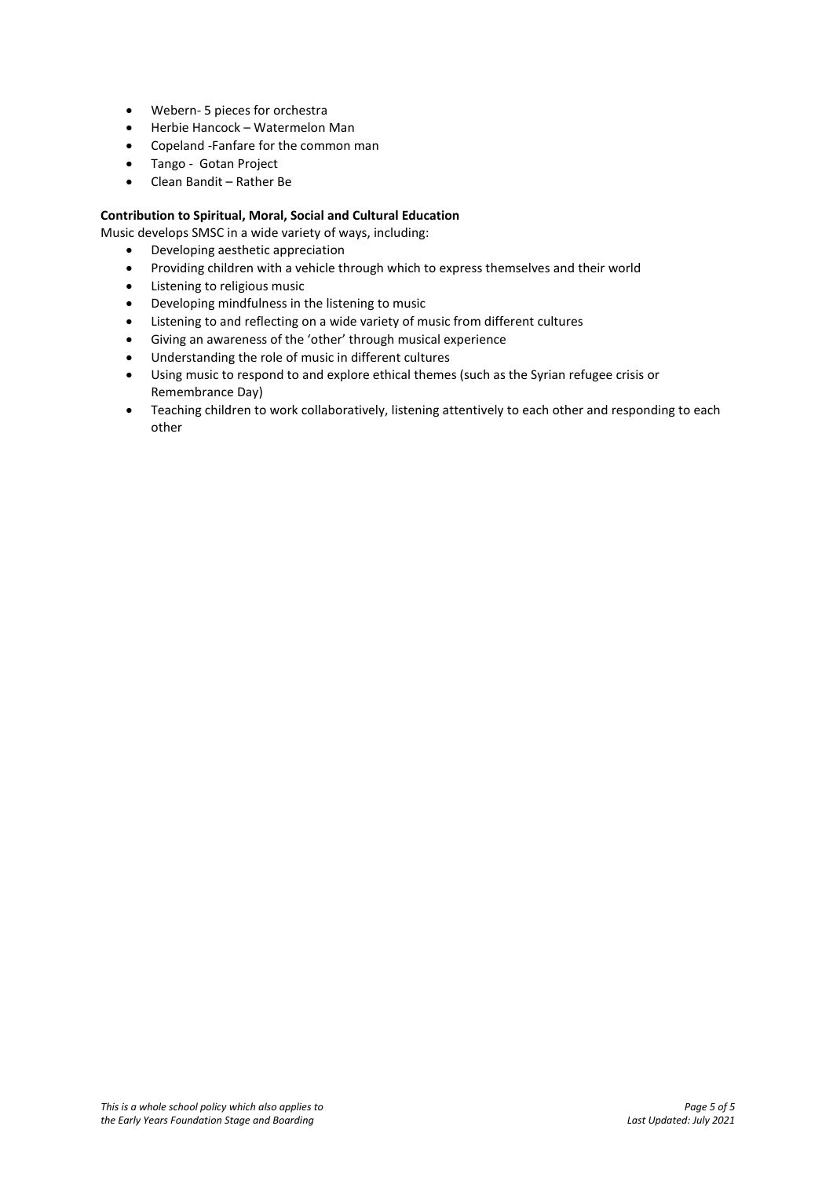- Webern- 5 pieces for orchestra
- Herbie Hancock – Watermelon Man
- Copeland -Fanfare for the common man
- Tango - Gotan Project
- Clean Bandit – Rather Be

**Contribution to Spiritual, Moral, Social and Cultural Education**

Music develops SMSC in a wide variety of ways, including:

- Developing aesthetic appreciation
- Providing children with a vehicle through which to express themselves and their world
- Listening to religious music
- Developing mindfulness in the listening to music
- Listening to and reflecting on a wide variety of music from different cultures
- Giving an awareness of the 'other' through musical experience
- Understanding the role of music in different cultures
- Using music to respond to and explore ethical themes (such as the Syrian refugee crisis or Remembrance Day)
- Teaching children to work collaboratively, listening attentively to each other and responding to each other